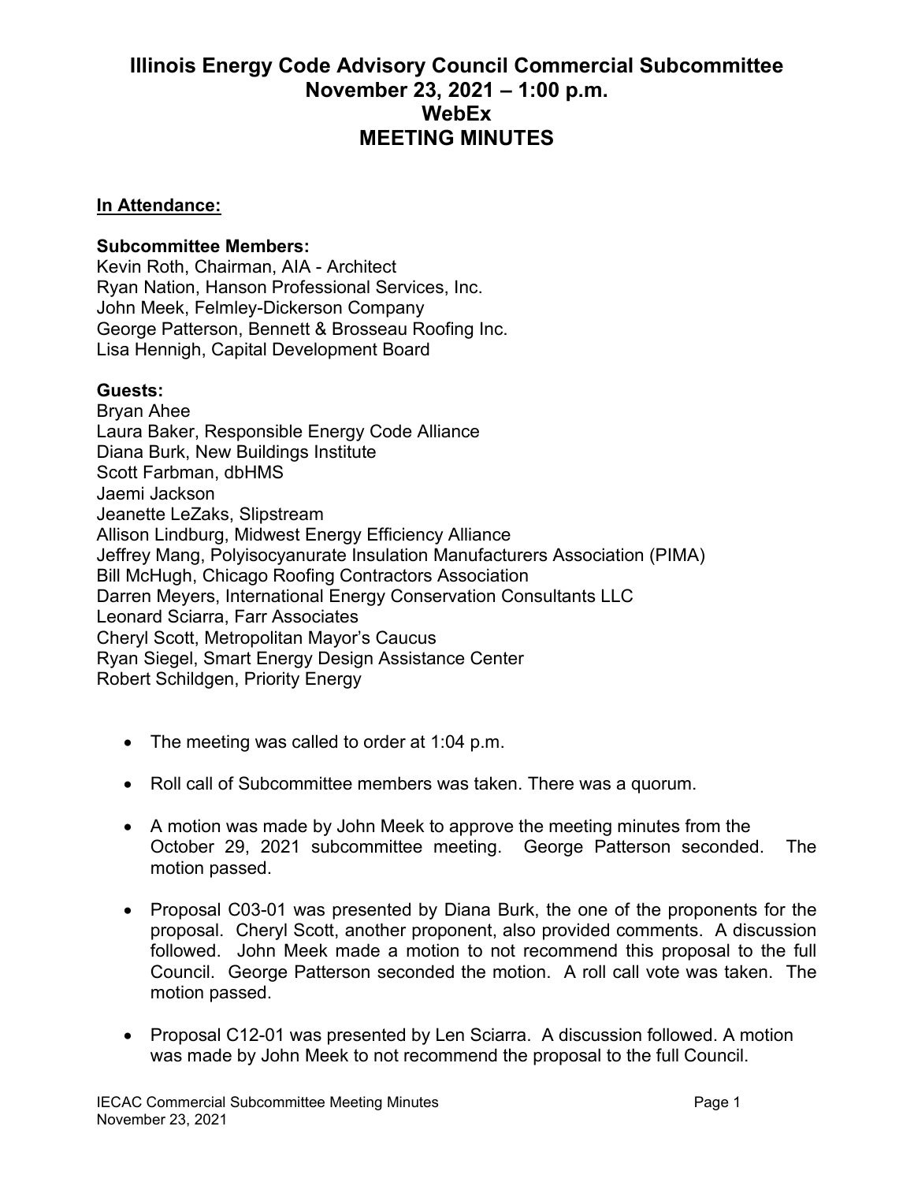# Illinois Energy Code Advisory Council Commercial Subcommittee
# November 23, 2021 – 1:00 p.m.
# WebEx
# MEETING MINUTES

**In Attendance:**

**Subcommittee Members:**
Kevin Roth, Chairman, AIA - Architect
Ryan Nation, Hanson Professional Services, Inc.
John Meek, Felmley-Dickerson Company
George Patterson, Bennett & Brosseau Roofing Inc.
Lisa Hennigh, Capital Development Board

**Guests:**
Bryan Ahee
Laura Baker, Responsible Energy Code Alliance
Diana Burk, New Buildings Institute
Scott Farbman, dbHMS
Jaemi Jackson
Jeanette LeZaks, Slipstream
Allison Lindburg, Midwest Energy Efficiency Alliance
Jeffrey Mang, Polyisocyanurate Insulation Manufacturers Association (PIMA)
Bill McHugh, Chicago Roofing Contractors Association
Darren Meyers, International Energy Conservation Consultants LLC
Leonard Sciarra, Farr Associates
Cheryl Scott, Metropolitan Mayor's Caucus
Ryan Siegel, Smart Energy Design Assistance Center
Robert Schildgen, Priority Energy

- The meeting was called to order at 1:04 p.m.
- Roll call of Subcommittee members was taken. There was a quorum.
- A motion was made by John Meek to approve the meeting minutes from the October 29, 2021 subcommittee meeting. George Patterson seconded. The motion passed.
- Proposal C03-01 was presented by Diana Burk, the one of the proponents for the proposal. Cheryl Scott, another proponent, also provided comments. A discussion followed. John Meek made a motion to not recommend this proposal to the full Council. George Patterson seconded the motion. A roll call vote was taken. The motion passed.
- Proposal C12-01 was presented by Len Sciarra. A discussion followed. A motion was made by John Meek to not recommend the proposal to the full Council.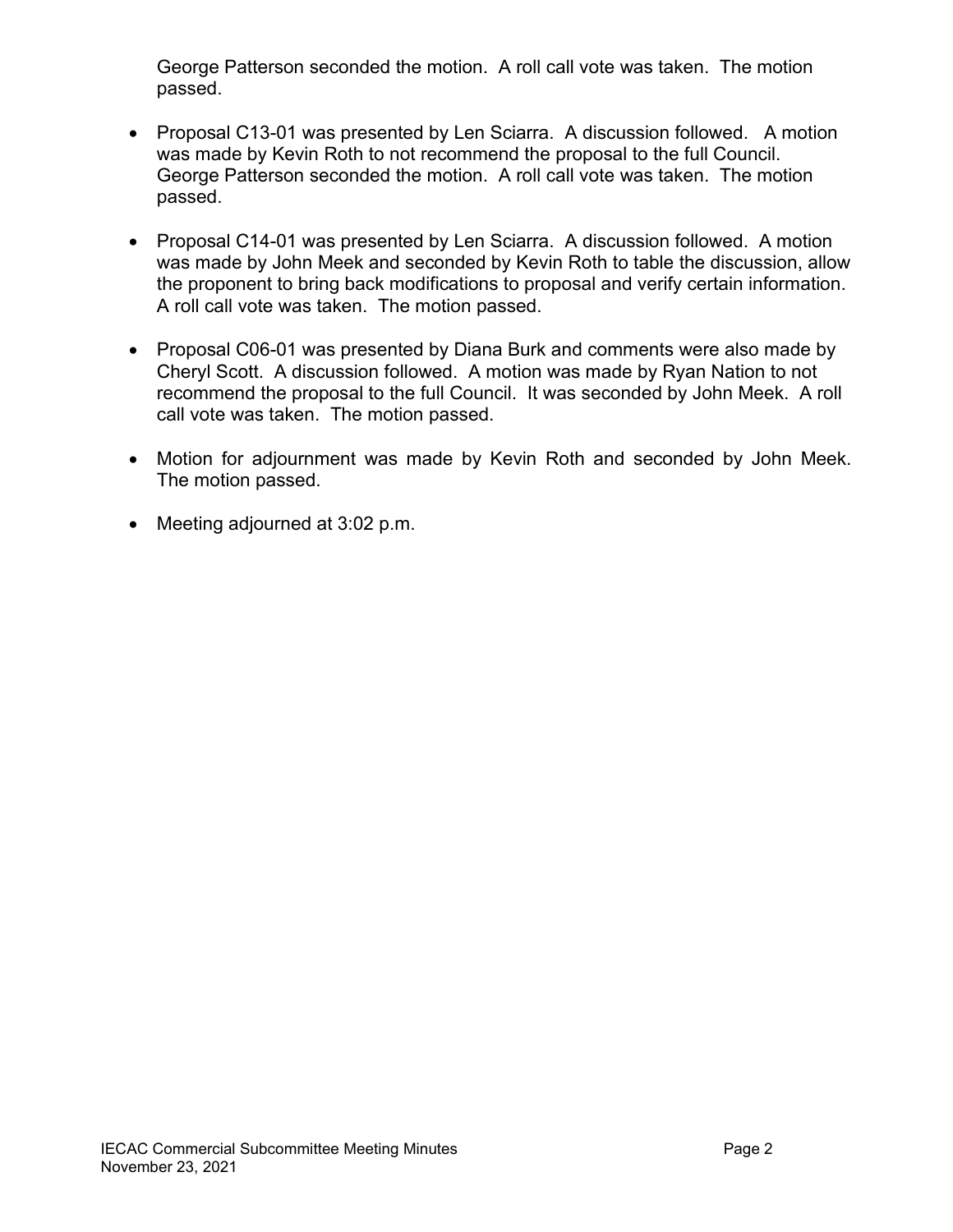George Patterson seconded the motion. A roll call vote was taken. The motion passed.

- Proposal C13-01 was presented by Len Sciarra. A discussion followed. A motion was made by Kevin Roth to not recommend the proposal to the full Council. George Patterson seconded the motion. A roll call vote was taken. The motion passed.

- Proposal C14-01 was presented by Len Sciarra. A discussion followed. A motion was made by John Meek and seconded by Kevin Roth to table the discussion, allow the proponent to bring back modifications to proposal and verify certain information. A roll call vote was taken. The motion passed.

- Proposal C06-01 was presented by Diana Burk and comments were also made by Cheryl Scott. A discussion followed. A motion was made by Ryan Nation to not recommend the proposal to the full Council. It was seconded by John Meek. A roll call vote was taken. The motion passed.

- Motion for adjournment was made by Kevin Roth and seconded by John Meek. The motion passed.

- Meeting adjourned at 3:02 p.m.